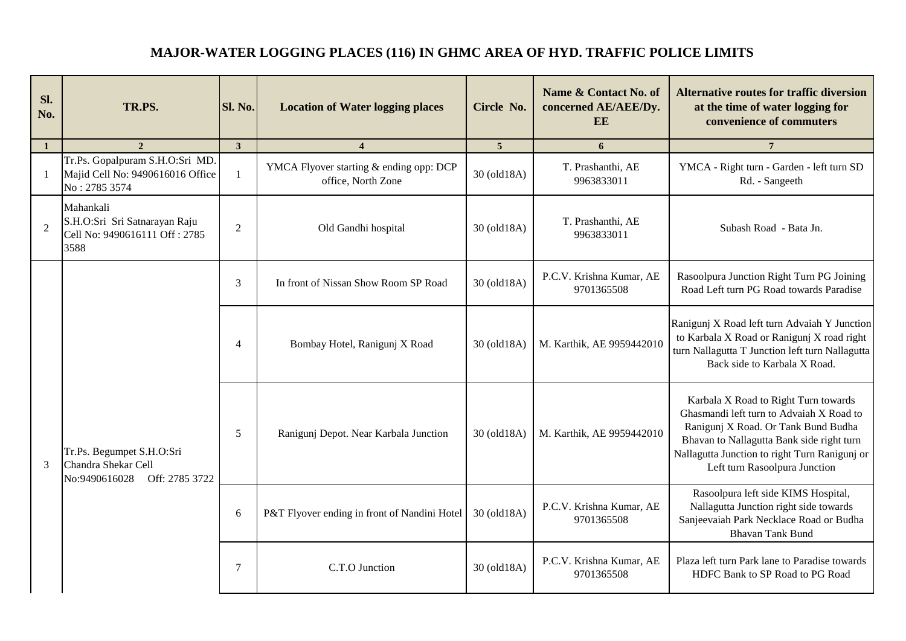# MAJOR-WATER LOGGING PLACES (116) IN GHMC AREA OF HYD. TRAFFIC POLICE LIMITS

| Sl. No. | TR.PS. | Sl. No. | Location of Water logging places | Circle No. | Name & Contact No. of concerned AE/AEE/Dy. EE | Alternative routes for traffic diversion at the time of water logging for convenience of commuters |
|---|---|---|---|---|---|---|
| 1 | 2 | 3 | 4 | 5 | 6 | 7 |
| 1 | Tr.Ps. Gopalpuram S.H.O:Sri MD. Majid Cell No: 9490616016 Office No : 2785 3574 | 1 | YMCA Flyover starting & ending opp: DCP office, North Zone | 30 (old18A) | T. Prashanthi, AE 9963833011 | YMCA - Right turn - Garden - left turn SD Rd. - Sangeeth |
| 2 | Mahankali S.H.O:Sri Sri Satnarayan Raju Cell No: 9490616111 Off : 2785 3588 | 2 | Old Gandhi hospital | 30 (old18A) | T. Prashanthi, AE 9963833011 | Subash Road - Bata Jn. |
| 3 | Tr.Ps. Begumpet S.H.O:Sri Chandra Shekar Cell No:9490616028 Off: 2785 3722 | 3 | In front of Nissan Show Room SP Road | 30 (old18A) | P.C.V. Krishna Kumar, AE 9701365508 | Rasoolpura Junction Right Turn PG Joining Road Left turn PG Road towards Paradise |
| | | 4 | Bombay Hotel, Ranigunj X Road | 30 (old18A) | M. Karthik, AE 9959442010 | Ranigunj X Road left turn Advaiah Y Junction to Karbala X Road or Ranigunj X road right turn Nallagutta T Junction left turn Nallagutta Back side to Karbala X Road. |
| | | 5 | Ranigunj Depot. Near Karbala Junction | 30 (old18A) | M. Karthik, AE 9959442010 | Karbala X Road to Right Turn towards Ghasmandi left turn to Advaiah X Road to Ranigunj X Road. Or Tank Bund Budha Bhavan to Nallagutta Bank side right turn Nallagutta Junction to right Turn Ranigunj or Left turn Rasoolpura Junction |
| | | 6 | P&T Flyover ending in front of Nandini Hotel | 30 (old18A) | P.C.V. Krishna Kumar, AE 9701365508 | Rasoolpura left side KIMS Hospital, Nallagutta Junction right side towards Sanjeevaiah Park Necklace Road or Budha Bhavan Tank Bund |
| | | 7 | C.T.O Junction | 30 (old18A) | P.C.V. Krishna Kumar, AE 9701365508 | Plaza left turn Park lane to Paradise towards HDFC Bank to SP Road to PG Road |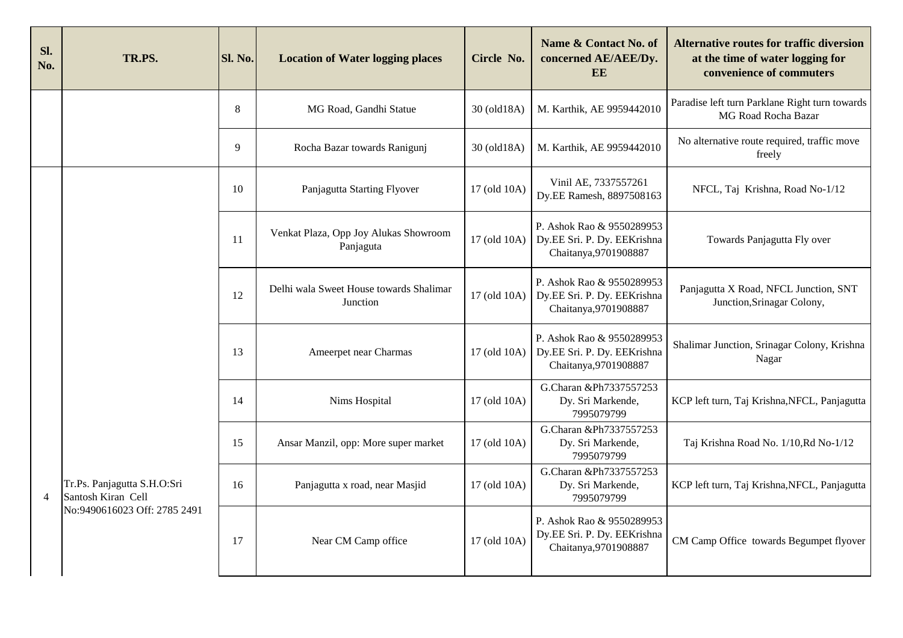| Sl. No. | TR.PS. | Sl. No. | Location of Water logging places | Circle No. | Name & Contact No. of concerned AE/AEE/Dy. EE | Alternative routes for traffic diversion at the time of water logging for convenience of commuters |
|---|---|---|---|---|---|---|
| | | 8 | MG Road, Gandhi Statue | 30 (old18A) | M. Karthik, AE 9959442010 | Paradise left turn Parklane Right turn towards MG Road Rocha Bazar |
| | | 9 | Rocha Bazar towards Ranigunj | 30 (old18A) | M. Karthik, AE 9959442010 | No alternative route required, traffic move freely |
| 4 | Tr.Ps. Panjagutta S.H.O:Sri Santosh Kiran Cell No:9490616023 Off: 2785 2491 | 10 | Panjagutta Starting Flyover | 17 (old 10A) | Vinil AE, 7337557261 Dy.EE Ramesh, 8897508163 | NFCL, Taj Krishna, Road No-1/12 |
| | | 11 | Venkat Plaza, Opp Joy Alukas Showroom Panjaguta | 17 (old 10A) | P. Ashok Rao & 9550289953 Dy.EE Sri. P. Dy. EEKrishna Chaitanya,9701908887 | Towards Panjagutta Fly over |
| | | 12 | Delhi wala Sweet House towards Shalimar Junction | 17 (old 10A) | P. Ashok Rao & 9550289953 Dy.EE Sri. P. Dy. EEKrishna Chaitanya,9701908887 | Panjagutta X Road, NFCL Junction, SNT Junction,Srinagar Colony, |
| | | 13 | Ameerpet near Charmas | 17 (old 10A) | P. Ashok Rao & 9550289953 Dy.EE Sri. P. Dy. EEKrishna Chaitanya,9701908887 | Shalimar Junction, Srinagar Colony, Krishna Nagar |
| | | 14 | Nims Hospital | 17 (old 10A) | G.Charan &Ph7337557253 Dy. Sri Markende, 7995079799 | KCP left turn, Taj Krishna,NFCL, Panjagutta |
| | | 15 | Ansar Manzil, opp: More super market | 17 (old 10A) | G.Charan &Ph7337557253 Dy. Sri Markende, 7995079799 | Taj Krishna Road No. 1/10,Rd No-1/12 |
| | | 16 | Panjagutta x road, near Masjid | 17 (old 10A) | G.Charan &Ph7337557253 Dy. Sri Markende, 7995079799 | KCP left turn, Taj Krishna,NFCL, Panjagutta |
| | | 17 | Near CM Camp office | 17 (old 10A) | P. Ashok Rao & 9550289953 Dy.EE Sri. P. Dy. EEKrishna Chaitanya,9701908887 | CM Camp Office towards Begumpet flyover |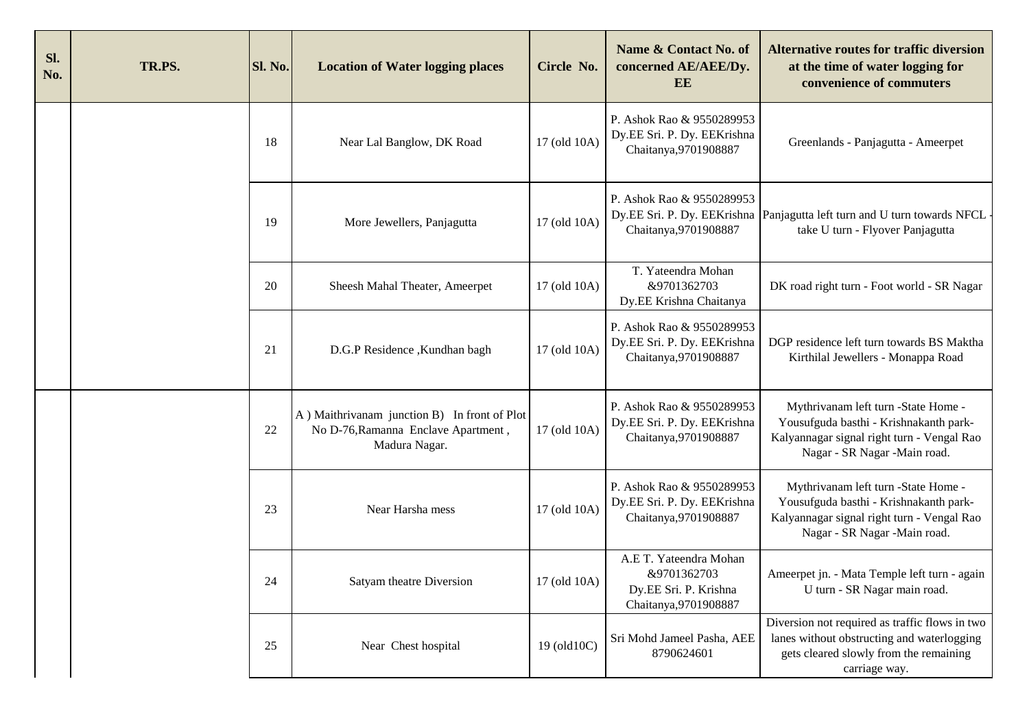| Sl. No. | TR.PS. | Sl. No. | Location of Water logging places | Circle No. | Name & Contact No. of concerned AE/AEE/Dy. EE | Alternative routes for traffic diversion at the time of water logging for convenience of commuters |
|---|---|---|---|---|---|---|
| | | 18 | Near Lal Banglow, DK Road | 17 (old 10A) | P. Ashok Rao & 9550289953 Dy.EE Sri. P. Dy. EEKrishna Chaitanya,9701908887 | Greenlands - Panjagutta - Ameerpet |
| | | 19 | More Jewellers, Panjagutta | 17 (old 10A) | P. Ashok Rao & 9550289953 Dy.EE Sri. P. Dy. EEKrishna Chaitanya,9701908887 | Panjagutta left turn and U turn towards NFCL - take U turn - Flyover Panjagutta |
| | | 20 | Sheesh Mahal Theater, Ameerpet | 17 (old 10A) | T. Yateendra Mohan &9701362703 Dy.EE Krishna Chaitanya | DK road right turn - Foot world - SR Nagar |
| | | 21 | D.G.P Residence ,Kundhan bagh | 17 (old 10A) | P. Ashok Rao & 9550289953 Dy.EE Sri. P. Dy. EEKrishna Chaitanya,9701908887 | DGP residence left turn towards BS Maktha Kirthilal Jewellers - Monappa Road |
| | | 22 | A ) Maithrivanam junction B) In front of Plot No D-76,Ramanna Enclave Apartment , Madura Nagar. | 17 (old 10A) | P. Ashok Rao & 9550289953 Dy.EE Sri. P. Dy. EEKrishna Chaitanya,9701908887 | Mythrivanam left turn -State Home - Yousufguda basthi - Krishnakanth park- Kalyannagar signal right turn - Vengal Rao Nagar - SR Nagar -Main road. |
| | | 23 | Near Harsha mess | 17 (old 10A) | P. Ashok Rao & 9550289953 Dy.EE Sri. P. Dy. EEKrishna Chaitanya,9701908887 | Mythrivanam left turn -State Home - Yousufguda basthi - Krishnakanth park- Kalyannagar signal right turn - Vengal Rao Nagar - SR Nagar -Main road. |
| | | 24 | Satyam theatre Diversion | 17 (old 10A) | A.E T. Yateendra Mohan &9701362703 Dy.EE Sri. P. Krishna Chaitanya,9701908887 | Ameerpet jn. - Mata Temple left turn - again U turn - SR Nagar main road. |
| | | 25 | Near Chest hospital | 19 (old10C) | Sri Mohd Jameel Pasha, AEE 8790624601 | Diversion not required as traffic flows in two lanes without obstructing and waterlogging gets cleared slowly from the remaining carriage way. |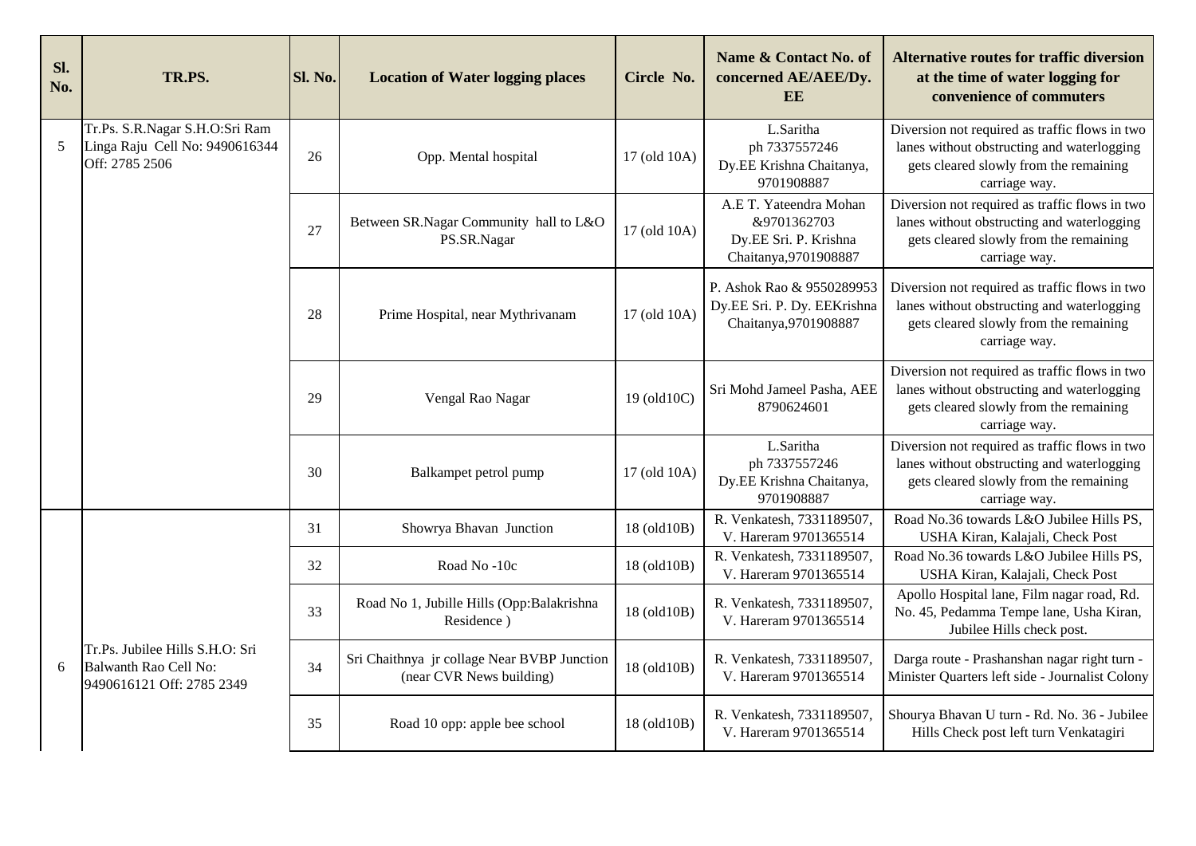| Sl. No. | TR.PS. | Sl. No. | Location of Water logging places | Circle No. | Name & Contact No. of concerned AE/AEE/Dy. EE | Alternative routes for traffic diversion at the time of water logging for convenience of commuters |
| --- | --- | --- | --- | --- | --- | --- |
| 5 | Tr.Ps. S.R.Nagar S.H.O:Sri Ram Linga Raju Cell No: 9490616344 Off: 2785 2506 | 26 | Opp. Mental hospital | 17 (old 10A) | L.Saritha ph 7337557246 Dy.EE Krishna Chaitanya, 9701908887 | Diversion not required as traffic flows in two lanes without obstructing and waterlogging gets cleared slowly from the remaining carriage way. |
| | | 27 | Between SR.Nagar Community hall to L&O PS.SR.Nagar | 17 (old 10A) | A.E T. Yateendra Mohan &9701362703 Dy.EE Sri. P. Krishna Chaitanya,9701908887 | Diversion not required as traffic flows in two lanes without obstructing and waterlogging gets cleared slowly from the remaining carriage way. |
| | | 28 | Prime Hospital, near Mythrivanam | 17 (old 10A) | P. Ashok Rao & 9550289953 Dy.EE Sri. P. Dy. EEKrishna Chaitanya,9701908887 | Diversion not required as traffic flows in two lanes without obstructing and waterlogging gets cleared slowly from the remaining carriage way. |
| | | 29 | Vengal Rao Nagar | 19 (old10C) | Sri Mohd Jameel Pasha, AEE 8790624601 | Diversion not required as traffic flows in two lanes without obstructing and waterlogging gets cleared slowly from the remaining carriage way. |
| | | 30 | Balkampet petrol pump | 17 (old 10A) | L.Saritha ph 7337557246 Dy.EE Krishna Chaitanya, 9701908887 | Diversion not required as traffic flows in two lanes without obstructing and waterlogging gets cleared slowly from the remaining carriage way. |
| 6 | Tr.Ps. Jubilee Hills S.H.O: Sri Balwanth Rao Cell No: 9490616121 Off: 2785 2349 | 31 | Showrya Bhavan Junction | 18 (old10B) | R. Venkatesh, 7331189507, V. Hareram 9701365514 | Road No.36 towards L&O Jubilee Hills PS, USHA Kiran, Kalajali, Check Post |
| | | 32 | Road No -10c | 18 (old10B) | R. Venkatesh, 7331189507, V. Hareram 9701365514 | Road No.36 towards L&O Jubilee Hills PS, USHA Kiran, Kalajali, Check Post |
| | | 33 | Road No 1, Jubille Hills (Opp:Balakrishna Residence ) | 18 (old10B) | R. Venkatesh, 7331189507, V. Hareram 9701365514 | Apollo Hospital lane, Film nagar road, Rd. No. 45, Pedamma Tempe lane, Usha Kiran, Jubilee Hills check post. |
| | | 34 | Sri Chaithnya jr collage Near BVBP Junction (near CVR News building) | 18 (old10B) | R. Venkatesh, 7331189507, V. Hareram 9701365514 | Darga route - Prashanshan nagar right turn - Minister Quarters left side - Journalist Colony |
| | | 35 | Road 10 opp: apple bee school | 18 (old10B) | R. Venkatesh, 7331189507, V. Hareram 9701365514 | Shourya Bhavan U turn - Rd. No. 36 - Jubilee Hills Check post left turn Venkatagiri |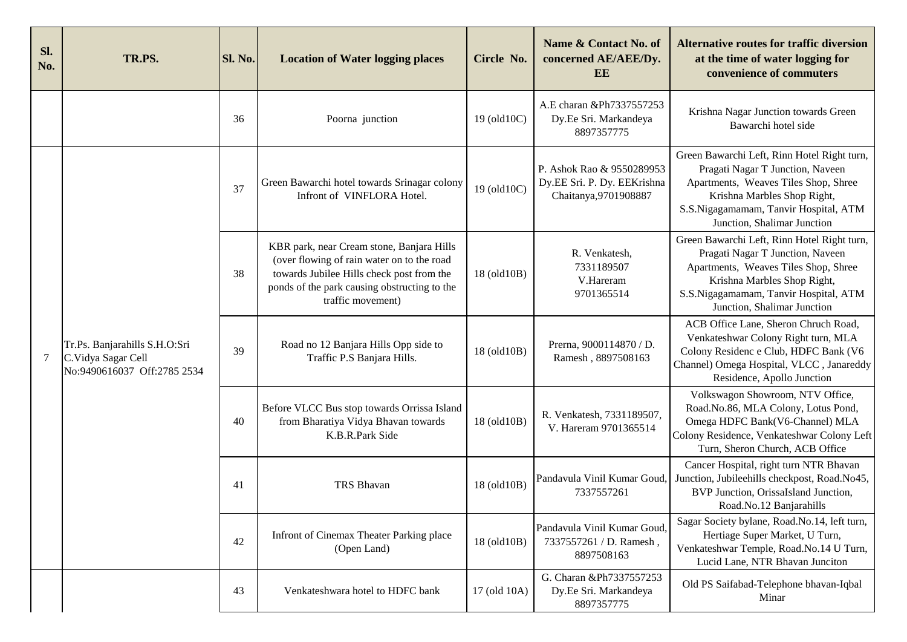| Sl. No. | TR.PS. | Sl. No. | Location of Water logging places | Circle No. | Name & Contact No. of concerned AE/AEE/Dy. EE | Alternative routes for traffic diversion at the time of water logging for convenience of commuters |
|---|---|---|---|---|---|---|
| | | 36 | Poorna junction | 19 (old10C) | A.E charan &Ph7337557253 Dy.Ee Sri. Markandeya 8897357775 | Krishna Nagar Junction towards Green Bawarchi hotel side |
| 7 | Tr.Ps. Banjarahills S.H.O:Sri C.Vidya Sagar Cell No:9490616037 Off:2785 2534 | 37 | Green Bawarchi hotel towards Srinagar colony Infront of VINFLORA Hotel. | 19 (old10C) | P. Ashok Rao & 9550289953 Dy.EE Sri. P. Dy. EEKrishna Chaitanya,9701908887 | Green Bawarchi Left, Rinn Hotel Right turn, Pragati Nagar T Junction, Naveen Apartments, Weaves Tiles Shop, Shree Krishna Marbles Shop Right, S.S.Nigagamamam, Tanvir Hospital, ATM Junction, Shalimar Junction |
| | | 38 | KBR park, near Cream stone, Banjara Hills (over flowing of rain water on to the road towards Jubilee Hills check post from the ponds of the park causing obstructing to the traffic movement) | 18 (old10B) | R. Venkatesh, 7331189507 V.Hareram 9701365514 | Green Bawarchi Left, Rinn Hotel Right turn, Pragati Nagar T Junction, Naveen Apartments, Weaves Tiles Shop, Shree Krishna Marbles Shop Right, S.S.Nigagamamam, Tanvir Hospital, ATM Junction, Shalimar Junction |
| | | 39 | Road no 12 Banjara Hills Opp side to Traffic P.S Banjara Hills. | 18 (old10B) | Prerna, 9000114870 / D. Ramesh , 8897508163 | ACB Office Lane, Sheron Chruch Road, Venkateshwar Colony Right turn, MLA Colony Residenc e Club, HDFC Bank (V6 Channel) Omega Hospital, VLCC , Janareddy Residence, Apollo Junction |
| | | 40 | Before VLCC Bus stop towards Orrissa Island from Bharatiya Vidya Bhavan towards K.B.R.Park Side | 18 (old10B) | R. Venkatesh, 7331189507, V. Hareram 9701365514 | Volkswagon Showroom, NTV Office, Road.No.86, MLA Colony, Lotus Pond, Omega HDFC Bank(V6-Channel) MLA Colony Residence, Venkateshwar Colony Left Turn, Sheron Church, ACB Office |
| | | 41 | TRS Bhavan | 18 (old10B) | Pandavula Vinil Kumar Goud, 7337557261 | Cancer Hospital, right turn NTR Bhavan Junction, Jubileehills checkpost, Road.No45, BVP Junction, OrissaIsland Junction, Road.No.12 Banjarahills |
| | | 42 | Infront of Cinemax Theater Parking place (Open Land) | 18 (old10B) | Pandavula Vinil Kumar Goud, 7337557261 / D. Ramesh , 8897508163 | Sagar Society bylane, Road.No.14, left turn, Hertiage Super Market, U Turn, Venkateshwar Temple, Road.No.14 U Turn, Lucid Lane, NTR Bhavan Junciton |
| | | 43 | Venkateshwara hotel to HDFC bank | 17 (old 10A) | G. Charan &Ph7337557253 Dy.Ee Sri. Markandeya 8897357775 | Old PS Saifabad-Telephone bhavan-Iqbal Minar |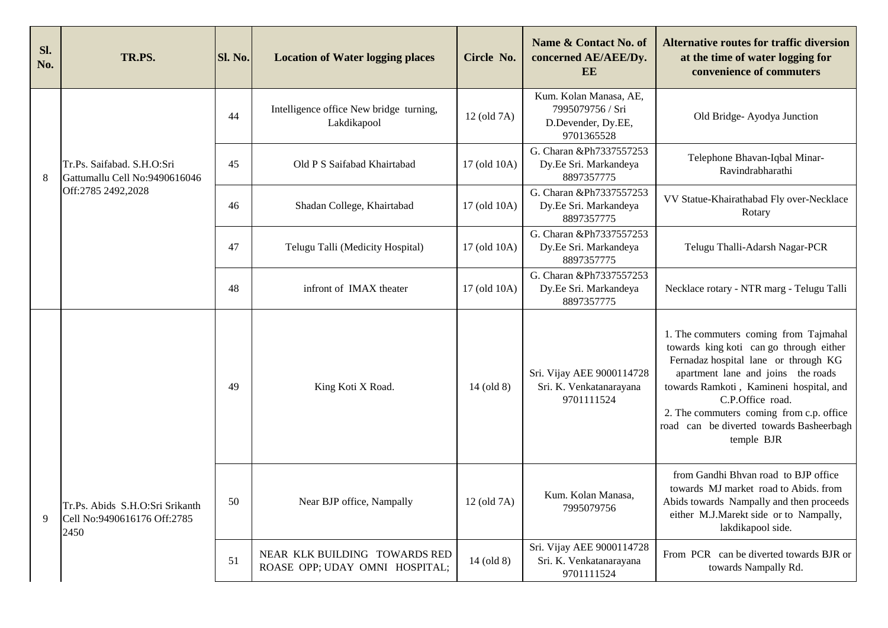| Sl. No. | TR.PS. | Sl. No. | Location of Water logging places | Circle No. | Name & Contact No. of concerned AE/AEE/Dy. EE | Alternative routes for traffic diversion at the time of water logging for convenience of commuters |
|---|---|---|---|---|---|---|
| 8 | Tr.Ps. Saifabad. S.H.O:Sri Gattumallu Cell No:9490616046 Off:2785 2492,2028 | 44 | Intelligence office New bridge turning, Lakdikapool | 12 (old 7A) | Kum. Kolan Manasa, AE, 7995079756 / Sri D.Devender, Dy.EE, 9701365528 | Old Bridge- Ayodya Junction |
| | | 45 | Old P S Saifabad Khairtabad | 17 (old 10A) | G. Charan &Ph7337557253 Dy.Ee Sri. Markandeya 8897357775 | Telephone Bhavan-Iqbal Minar-Ravindrabharathi |
| | | 46 | Shadan College, Khairtabad | 17 (old 10A) | G. Charan &Ph7337557253 Dy.Ee Sri. Markandeya 8897357775 | VV Statue-Khairathabad Fly over-Necklace Rotary |
| | | 47 | Telugu Talli (Medicity Hospital) | 17 (old 10A) | G. Charan &Ph7337557253 Dy.Ee Sri. Markandeya 8897357775 | Telugu Thalli-Adarsh Nagar-PCR |
| | | 48 | infront of IMAX theater | 17 (old 10A) | G. Charan &Ph7337557253 Dy.Ee Sri. Markandeya 8897357775 | Necklace rotary - NTR marg - Telugu Talli |
| 9 | Tr.Ps. Abids S.H.O:Sri Srikanth Cell No:9490616176 Off:2785 2450 | 49 | King Koti X Road. | 14 (old 8) | Sri. Vijay AEE 9000114728 Sri. K. Venkatanarayana 9701111524 | 1. The commuters coming from Tajmahal towards king koti can go through either Fernadaz hospital lane or through KG apartment lane and joins the roads towards Ramkoti , Kamineni hospital, and C.P.Office road. 2. The commuters coming from c.p. office road can be diverted towards Basheerbagh temple BJR |
| | | 50 | Near BJP office, Nampally | 12 (old 7A) | Kum. Kolan Manasa, 7995079756 | from Gandhi Bhvan road to BJP office towards MJ market road to Abids. from Abids towards Nampally and then proceeds either M.J.Marekt side or to Nampally, lakdikapool side. |
| | | 51 | NEAR KLK BUILDING TOWARDS RED ROASE OPP; UDAY OMNI HOSPITAL; | 14 (old 8) | Sri. Vijay AEE 9000114728 Sri. K. Venkatanarayana 9701111524 | From PCR can be diverted towards BJR or towards Nampally Rd. |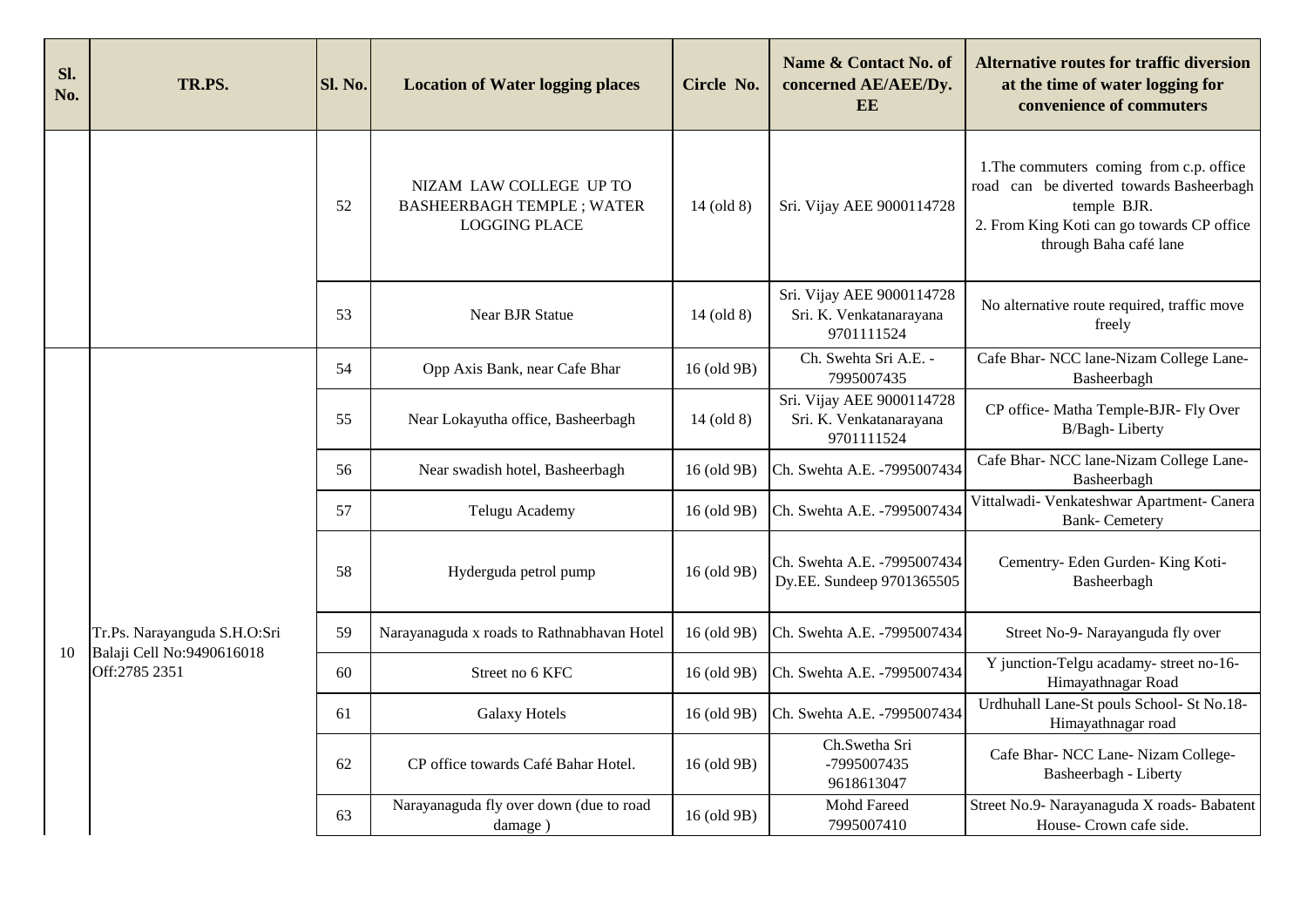| Sl. No. | TR.PS. | Sl. No. | Location of Water logging places | Circle No. | Name & Contact No. of concerned AE/AEE/Dy. EE | Alternative routes for traffic diversion at the time of water logging for convenience of commuters |
|---|---|---|---|---|---|---|
| | | 52 | NIZAM LAW COLLEGE UP TO BASHEERBAGH TEMPLE ; WATER LOGGING PLACE | 14 (old 8) | Sri. Vijay AEE 9000114728 | 1.The commuters coming from c.p. office road can be diverted towards Basheerbagh temple BJR. 2. From King Koti can go towards CP office through Baha café lane |
| | | 53 | Near BJR Statue | 14 (old 8) | Sri. Vijay AEE 9000114728 Sri. K. Venkatanarayana 9701111524 | No alternative route required, traffic move freely |
| 10 | Tr.Ps. Narayanguda S.H.O:Sri Balaji Cell No:9490616018 Off:2785 2351 | 54 | Opp Axis Bank, near Cafe Bhar | 16 (old 9B) | Ch. Swehta Sri A.E. -7995007435 | Cafe Bhar- NCC lane-Nizam College Lane-Basheerbagh |
| | | 55 | Near Lokayutha office, Basheerbagh | 14 (old 8) | Sri. Vijay AEE 9000114728 Sri. K. Venkatanarayana 9701111524 | CP office- Matha Temple-BJR- Fly Over B/Bagh- Liberty |
| | | 56 | Near swadish hotel, Basheerbagh | 16 (old 9B) | Ch. Swehta A.E. -7995007434 | Cafe Bhar- NCC lane-Nizam College Lane-Basheerbagh |
| | | 57 | Telugu Academy | 16 (old 9B) | Ch. Swehta A.E. -7995007434 | Vittalwadi- Venkateshwar Apartment- Canera Bank- Cemetery |
| | | 58 | Hyderguda petrol pump | 16 (old 9B) | Ch. Swehta A.E. -7995007434 Dy.EE. Sundeep 9701365505 | Cementry- Eden Gurden- King Koti-Basheerbagh |
| | | 59 | Narayanaguda x roads to Rathnabhavan Hotel | 16 (old 9B) | Ch. Swehta A.E. -7995007434 | Street No-9- Narayanguda fly over |
| | | 60 | Street no 6 KFC | 16 (old 9B) | Ch. Swehta A.E. -7995007434 | Y junction-Telgu acadamy- street no-16-Himayathnagar Road |
| | | 61 | Galaxy Hotels | 16 (old 9B) | Ch. Swehta A.E. -7995007434 | Urdhuhall Lane-St pouls School- St No.18-Himayathnagar road |
| | | 62 | CP office towards Café Bahar Hotel. | 16 (old 9B) | Ch.Swetha Sri -7995007435 9618613047 | Cafe Bhar- NCC Lane- Nizam College-Basheerbagh - Liberty |
| | | 63 | Narayanaguda fly over down (due to road damage ) | 16 (old 9B) | Mohd Fareed 7995007410 | Street No.9- Narayanaguda X roads- Babatent House- Crown cafe side. |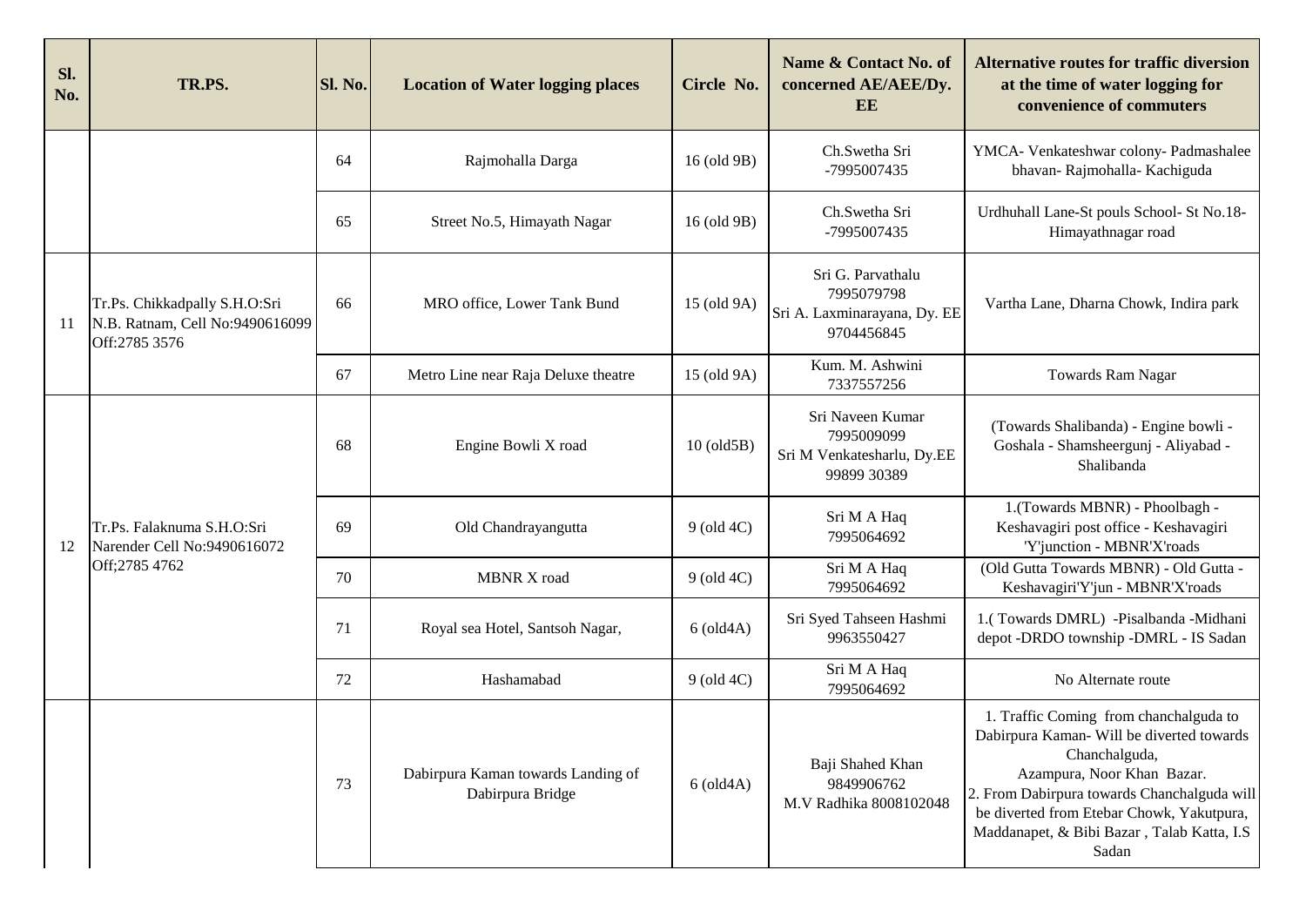| Sl. No. | TR.PS. | Sl. No. | Location of Water logging places | Circle No. | Name & Contact No. of concerned AE/AEE/Dy. EE | Alternative routes for traffic diversion at the time of water logging for convenience of commuters |
|---|---|---|---|---|---|---|
| | | 64 | Rajmohalla Darga | 16 (old 9B) | Ch.Swetha Sri -7995007435 | YMCA- Venkateshwar colony- Padmashalee bhavan- Rajmohalla- Kachiguda |
| | | 65 | Street No.5, Himayath Nagar | 16 (old 9B) | Ch.Swetha Sri -7995007435 | Urdhuhall Lane-St pouls School- St No.18- Himayathnagar road |
| 11 | Tr.Ps. Chikkadpally S.H.O:Sri N.B. Ratnam, Cell No:9490616099 Off:2785 3576 | 66 | MRO office, Lower Tank Bund | 15 (old 9A) | Sri G. Parvathalu 7995079798 Sri A. Laxminarayana, Dy. EE 9704456845 | Vartha Lane, Dharna Chowk, Indira park |
| | | 67 | Metro Line near Raja Deluxe theatre | 15 (old 9A) | Kum. M. Ashwini 7337557256 | Towards Ram Nagar |
| 12 | Tr.Ps. Falaknuma S.H.O:Sri Narender Cell No:9490616072 Off;2785 4762 | 68 | Engine Bowli X road | 10 (old5B) | Sri Naveen Kumar 7995009099 Sri M Venkatesharlu, Dy.EE 99899 30389 | (Towards Shalibanda) - Engine bowli - Goshala - Shamsheergunj - Aliyabad - Shalibanda |
| | | 69 | Old Chandrayangutta | 9 (old 4C) | Sri M A Haq 7995064692 | 1.(Towards MBNR) - Phoolbagh - Keshavagiri post office - Keshavagiri 'Y'junction - MBNR'X'roads |
| | | 70 | MBNR X road | 9 (old 4C) | Sri M A Haq 7995064692 | (Old Gutta Towards MBNR) - Old Gutta - Keshavagiri'Y'jun - MBNR'X'roads |
| | | 71 | Royal sea Hotel, Santsoh Nagar, | 6 (old4A) | Sri Syed Tahseen Hashmi 9963550427 | 1.( Towards DMRL) -Pisalbanda -Midhani depot -DRDO township -DMRL - IS Sadan |
| | | 72 | Hashamabad | 9 (old 4C) | Sri M A Haq 7995064692 | No Alternate route |
| | | 73 | Dabirpura Kaman towards Landing of Dabirpura Bridge | 6 (old4A) | Baji Shahed Khan 9849906762 M.V Radhika 8008102048 | 1. Traffic Coming from chanchalguda to Dabirpura Kaman- Will be diverted towards Chanchalguda, Azampura, Noor Khan Bazar. 2. From Dabirpura towards Chanchalguda will be diverted from Etebar Chowk, Yakutpura, Maddanapet, & Bibi Bazar , Talab Katta, I.S Sadan |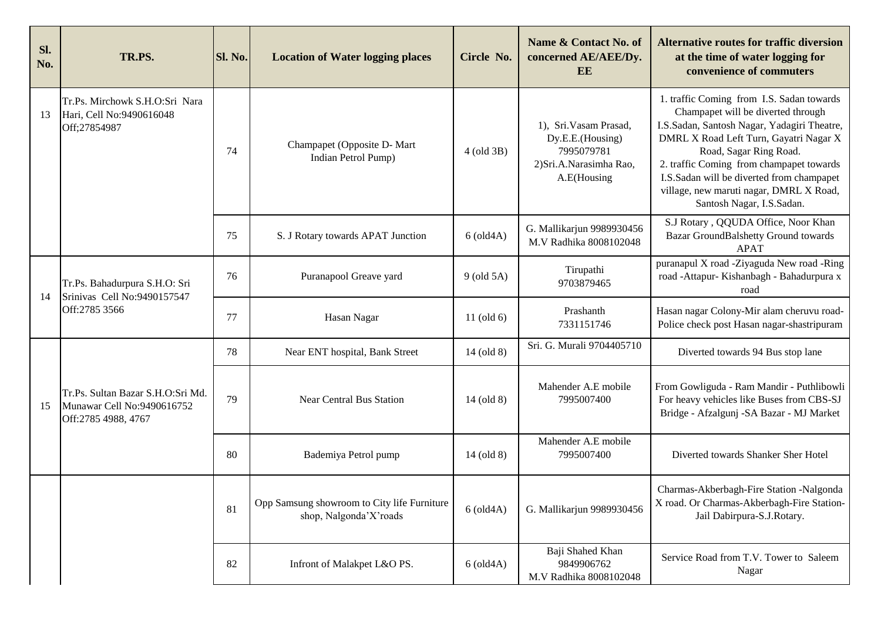| Sl. No. | TR.PS. | Sl. No. | Location of Water logging places | Circle No. | Name & Contact No. of concerned AE/AEE/Dy. EE | Alternative routes for traffic diversion at the time of water logging for convenience of commuters |
|---|---|---|---|---|---|---|
| 13 | Tr.Ps. Mirchowk S.H.O:Sri Nara Hari, Cell No:9490616048 Off;27854987 | 74 | Champapet (Opposite D- Mart Indian Petrol Pump) | 4 (old 3B) | 1), Sri.Vasam Prasad, Dy.E.E.(Housing) 7995079781 2)Sri.A.Narasimha Rao, A.E(Housing | 1. traffic Coming from I.S. Sadan towards Champapet will be diverted through I.S.Sadan, Santosh Nagar, Yadagiri Theatre, DMRL X Road Left Turn, Gayatri Nagar X Road, Sagar Ring Road. 2. traffic Coming from champapet towards I.S.Sadan will be diverted from champapet village, new maruti nagar, DMRL X Road, Santosh Nagar, I.S.Sadan. |
| | | 75 | S. J Rotary towards APAT Junction | 6 (old4A) | G. Mallikarjun 9989930456 M.V Radhika 8008102048 | S.J Rotary , QQUDA Office, Noor Khan Bazar GroundBalshetty Ground towards APAT |
| 14 | Tr.Ps. Bahadurpura S.H.O: Sri Srinivas Cell No:9490157547 Off:2785 3566 | 76 | Puranapool Greave yard | 9 (old 5A) | Tirupathi 9703879465 | puranapul X road -Ziyaguda New road -Ring road -Attapur- Kishanbagh - Bahadurpura x road |
| | | 77 | Hasan Nagar | 11 (old 6) | Prashanth 7331151746 | Hasan nagar Colony-Mir alam cheruvu road-Police check post Hasan nagar-shastripuram |
| 15 | Tr.Ps. Sultan Bazar S.H.O:Sri Md. Munawar Cell No:9490616752 Off:2785 4988, 4767 | 78 | Near ENT hospital, Bank Street | 14 (old 8) | Sri. G. Murali 9704405710 | Diverted towards 94 Bus stop lane |
| | | 79 | Near Central Bus Station | 14 (old 8) | Mahender A.E mobile 7995007400 | From Gowliguda - Ram Mandir - Puthlibowli For heavy vehicles like Buses from CBS-SJ Bridge - Afzalgunj -SA Bazar - MJ Market |
| | | 80 | Bademiya Petrol pump | 14 (old 8) | Mahender A.E mobile 7995007400 | Diverted towards Shanker Sher Hotel |
| | | 81 | Opp Samsung showroom to City life Furniture shop, Nalgonda'X'roads | 6 (old4A) | G. Mallikarjun 9989930456 | Charmas-Akberbagh-Fire Station -Nalgonda X road. Or Charmas-Akberbagh-Fire Station-Jail Dabirpura-S.J.Rotary. |
| | | 82 | Infront of Malakpet L&O PS. | 6 (old4A) | Baji Shahed Khan 9849906762 M.V Radhika 8008102048 | Service Road from T.V. Tower to Saleem Nagar |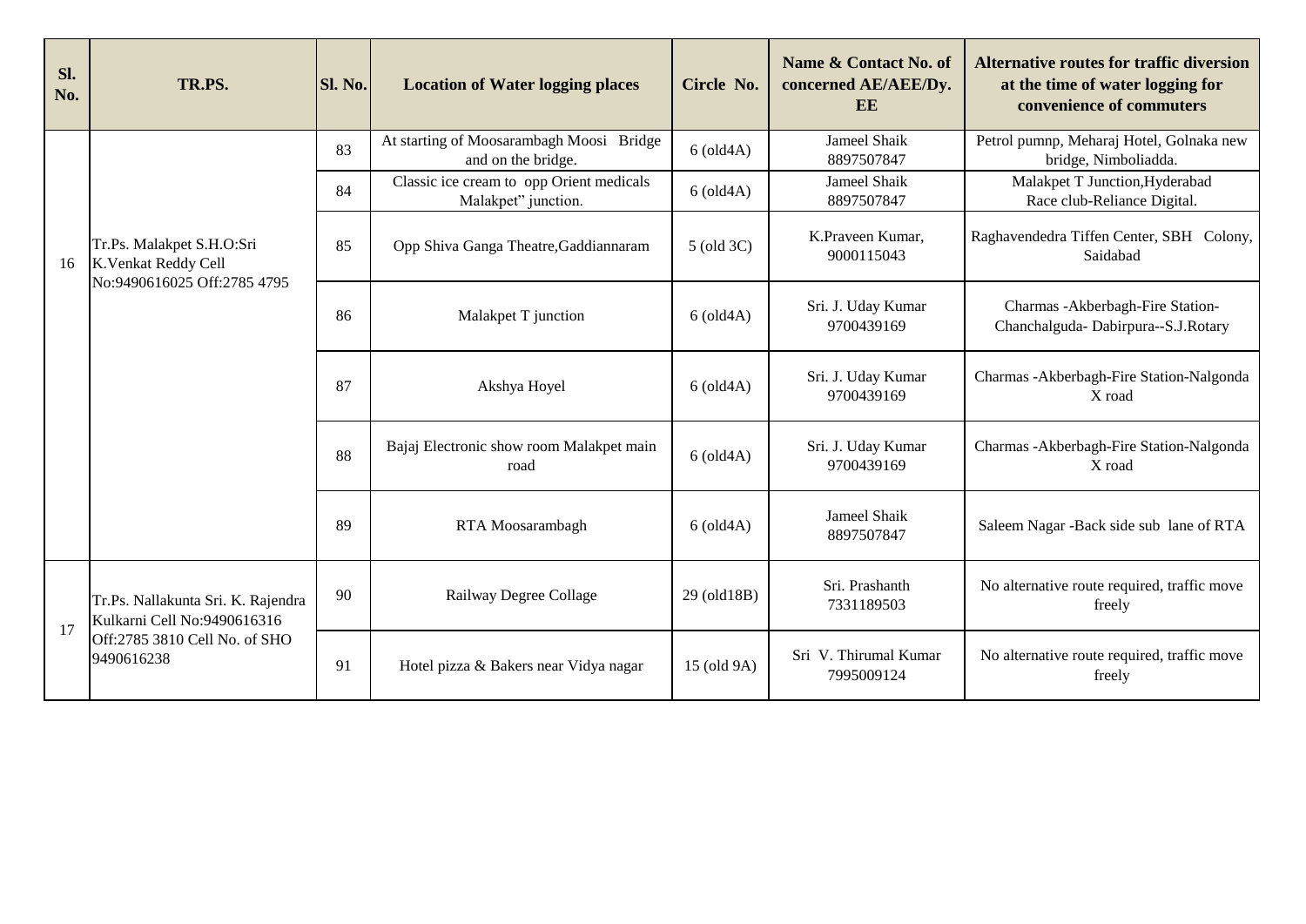| Sl. No. | TR.PS. | Sl. No. | Location of Water logging places | Circle No. | Name & Contact No. of concerned AE/AEE/Dy. EE | Alternative routes for traffic diversion at the time of water logging for convenience of commuters |
|---|---|---|---|---|---|---|
| 16 | Tr.Ps. Malakpet S.H.O:Sri K.Venkat Reddy Cell No:9490616025 Off:2785 4795 | 83 | At starting of Moosarambagh Moosi Bridge and on the bridge. | 6 (old4A) | Jameel Shaik 8897507847 | Petrol pumnp, Meharaj Hotel, Golnaka new bridge, Nimboliadda. |
| | | 84 | Classic ice cream to opp Orient medicals Malakpet" junction. | 6 (old4A) | Jameel Shaik 8897507847 | Malakpet T Junction,Hyderabad Race club-Reliance Digital. |
| | | 85 | Opp Shiva Ganga Theatre,Gaddiannaram | 5 (old 3C) | K.Praveen Kumar, 9000115043 | Raghavendedra Tiffen Center, SBH Colony, Saidabad |
| | | 86 | Malakpet T junction | 6 (old4A) | Sri. J. Uday Kumar 9700439169 | Charmas -Akberbagh-Fire Station-Chanchalguda- Dabirpura--S.J.Rotary |
| | | 87 | Akshya Hoyel | 6 (old4A) | Sri. J. Uday Kumar 9700439169 | Charmas -Akberbagh-Fire Station-Nalgonda X road |
| | | 88 | Bajaj Electronic show room Malakpet main road | 6 (old4A) | Sri. J. Uday Kumar 9700439169 | Charmas -Akberbagh-Fire Station-Nalgonda X road |
| | | 89 | RTA Moosarambagh | 6 (old4A) | Jameel Shaik 8897507847 | Saleem Nagar -Back side sub lane of RTA |
| 17 | Tr.Ps. Nallakunta Sri. K. Rajendra Kulkarni Cell No:9490616316 Off:2785 3810 Cell No. of SHO 9490616238 | 90 | Railway Degree Collage | 29 (old18B) | Sri. Prashanth 7331189503 | No alternative route required, traffic move freely |
| | | 91 | Hotel pizza & Bakers near Vidya nagar | 15 (old 9A) | Sri V. Thirumal Kumar 7995009124 | No alternative route required, traffic move freely |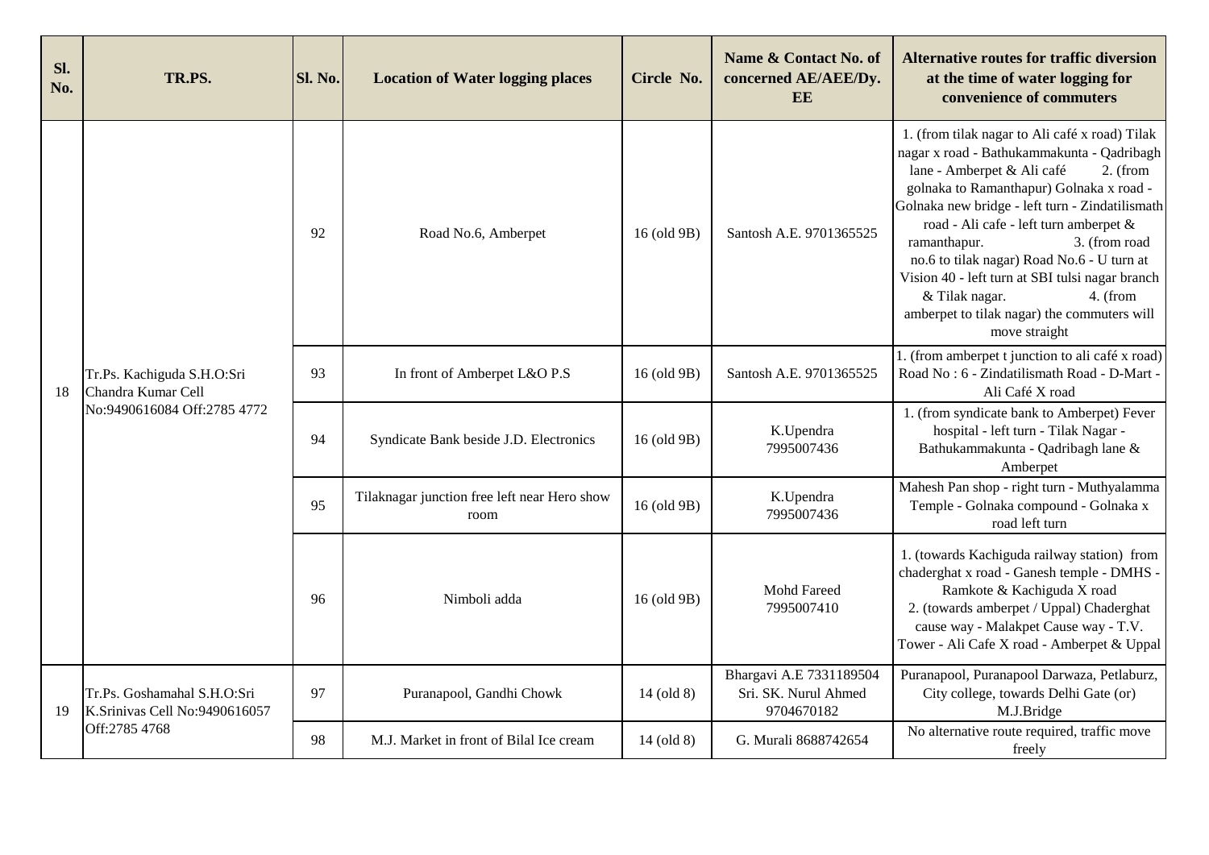| Sl. No. | TR.PS. | Sl. No. | Location of Water logging places | Circle No. | Name & Contact No. of concerned AE/AEE/Dy. EE | Alternative routes for traffic diversion at the time of water logging for convenience of commuters |
|---|---|---|---|---|---|---|
| 18 | Tr.Ps. Kachiguda S.H.O:Sri Chandra Kumar Cell No:9490616084 Off:2785 4772 | 92 | Road No.6, Amberpet | 16 (old 9B) | Santosh A.E. 9701365525 | 1. (from tilak nagar to Ali café x road) Tilak nagar x road - Bathukammakunta - Qadribagh lane - Amberpet & Ali café 2. (from golnaka to Ramanthapur) Golnaka x road - Golnaka new bridge - left turn - Zindatilismath road - Ali cafe - left turn amberpet & ramanthapur. 3. (from road no.6 to tilak nagar) Road No.6 - U turn at Vision 40 - left turn at SBI tulsi nagar branch & Tilak nagar. 4. (from amberpet to tilak nagar) the commuters will move straight |
| | | 93 | In front of Amberpet L&O P.S | 16 (old 9B) | Santosh A.E. 9701365525 | 1. (from amberpet t junction to ali café x road) Road No : 6 - Zindatilismath Road - D-Mart - Ali Café X road |
| | | 94 | Syndicate Bank beside J.D. Electronics | 16 (old 9B) | K.Upendra 7995007436 | 1. (from syndicate bank to Amberpet) Fever hospital - left turn - Tilak Nagar - Bathukammakunta - Qadribagh lane & Amberpet |
| | | 95 | Tilaknagar junction free left near Hero show room | 16 (old 9B) | K.Upendra 7995007436 | Mahesh Pan shop - right turn - Muthyalamma Temple - Golnaka compound - Golnaka x road left turn |
| | | 96 | Nimboli adda | 16 (old 9B) | Mohd Fareed 7995007410 | 1. (towards Kachiguda railway station) from chaderghat x road - Ganesh temple - DMHS - Ramkote & Kachiguda X road 2. (towards amberpet / Uppal) Chaderghat cause way - Malakpet Cause way - T.V. Tower - Ali Cafe X road - Amberpet & Uppal |
| 19 | Tr.Ps. Goshamahal S.H.O:Sri K.Srinivas Cell No:9490616057 Off:2785 4768 | 97 | Puranapool, Gandhi Chowk | 14 (old 8) | Bhargavi A.E 7331189504 Sri. SK. Nurul Ahmed 9704670182 | Puranapool, Puranapool Darwaza, Petlaburz, City college, towards Delhi Gate (or) M.J.Bridge |
| | | 98 | M.J. Market in front of Bilal Ice cream | 14 (old 8) | G. Murali 8688742654 | No alternative route required, traffic move freely |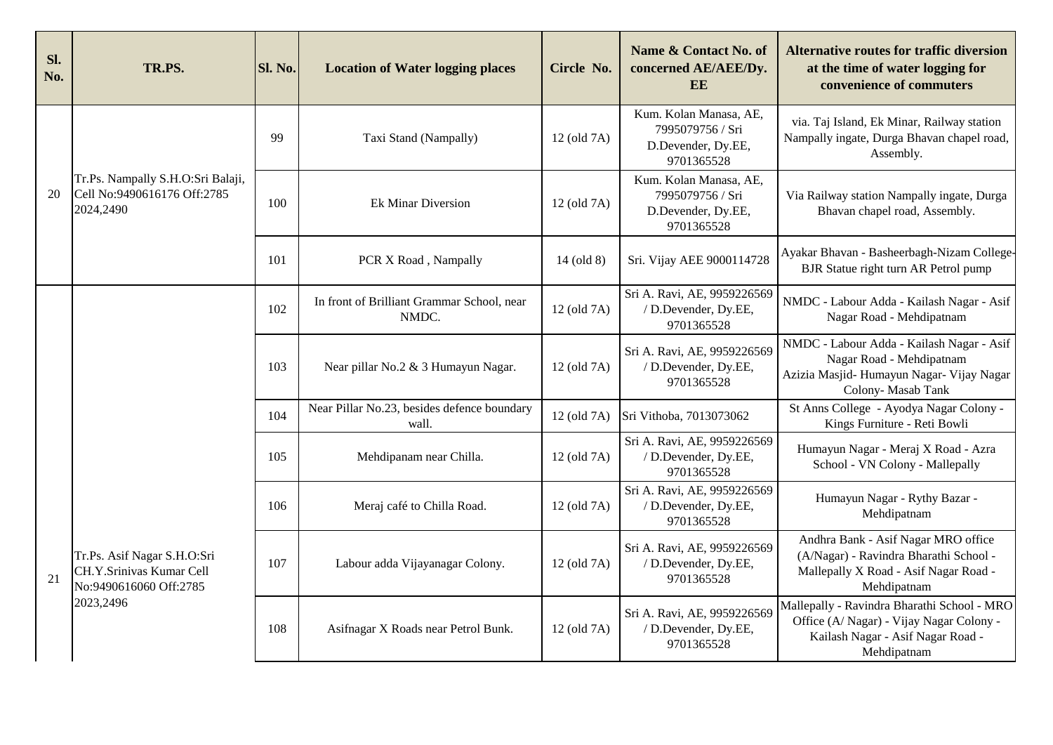| Sl. No. | TR.PS. | Sl. No. | Location of Water logging places | Circle No. | Name & Contact No. of concerned AE/AEE/Dy. EE | Alternative routes for traffic diversion at the time of water logging for convenience of commuters |
|---|---|---|---|---|---|---|
| 20 | Tr.Ps. Nampally S.H.O:Sri Balaji, Cell No:9490616176 Off:2785 2024,2490 | 99 | Taxi Stand (Nampally) | 12 (old 7A) | Kum. Kolan Manasa, AE, 7995079756 / Sri D.Devender, Dy.EE, 9701365528 | via. Taj Island, Ek Minar, Railway station Nampally ingate, Durga Bhavan chapel road, Assembly. |
| | | 100 | Ek Minar Diversion | 12 (old 7A) | Kum. Kolan Manasa, AE, 7995079756 / Sri D.Devender, Dy.EE, 9701365528 | Via Railway station Nampally ingate, Durga Bhavan chapel road, Assembly. |
| | | 101 | PCR X Road , Nampally | 14 (old 8) | Sri. Vijay AEE 9000114728 | Ayakar Bhavan - Basheerbagh-Nizam College-BJR Statue right turn AR Petrol pump |
| 21 | Tr.Ps. Asif Nagar S.H.O:Sri CH.Y.Srinivas Kumar Cell No:9490616060 Off:2785 2023,2496 | 102 | In front of Brilliant Grammar School, near NMDC. | 12 (old 7A) | Sri A. Ravi, AE, 9959226569 / D.Devender, Dy.EE, 9701365528 | NMDC - Labour Adda - Kailash Nagar - Asif Nagar Road - Mehdipatnam |
| | | 103 | Near pillar No.2 & 3 Humayun Nagar. | 12 (old 7A) | Sri A. Ravi, AE, 9959226569 / D.Devender, Dy.EE, 9701365528 | NMDC - Labour Adda - Kailash Nagar - Asif Nagar Road - Mehdipatnam Azizia Masjid- Humayun Nagar- Vijay Nagar Colony- Masab Tank |
| | | 104 | Near Pillar No.23, besides defence boundary wall. | 12 (old 7A) | Sri Vithoba, 7013073062 | St Anns College - Ayodya Nagar Colony - Kings Furniture - Reti Bowli |
| | | 105 | Mehdipanam near Chilla. | 12 (old 7A) | Sri A. Ravi, AE, 9959226569 / D.Devender, Dy.EE, 9701365528 | Humayun Nagar - Meraj X Road - Azra School - VN Colony - Mallepally |
| | | 106 | Meraj café to Chilla Road. | 12 (old 7A) | Sri A. Ravi, AE, 9959226569 / D.Devender, Dy.EE, 9701365528 | Humayun Nagar - Rythy Bazar - Mehdipatnam |
| | | 107 | Labour adda Vijayanagar Colony. | 12 (old 7A) | Sri A. Ravi, AE, 9959226569 / D.Devender, Dy.EE, 9701365528 | Andhra Bank - Asif Nagar MRO office (A/Nagar) - Ravindra Bharathi School - Mallepally X Road - Asif Nagar Road - Mehdipatnam |
| | | 108 | Asifnagar X Roads near Petrol Bunk. | 12 (old 7A) | Sri A. Ravi, AE, 9959226569 / D.Devender, Dy.EE, 9701365528 | Mallepally - Ravindra Bharathi School - MRO Office (A/ Nagar) - Vijay Nagar Colony - Kailash Nagar - Asif Nagar Road - Mehdipatnam |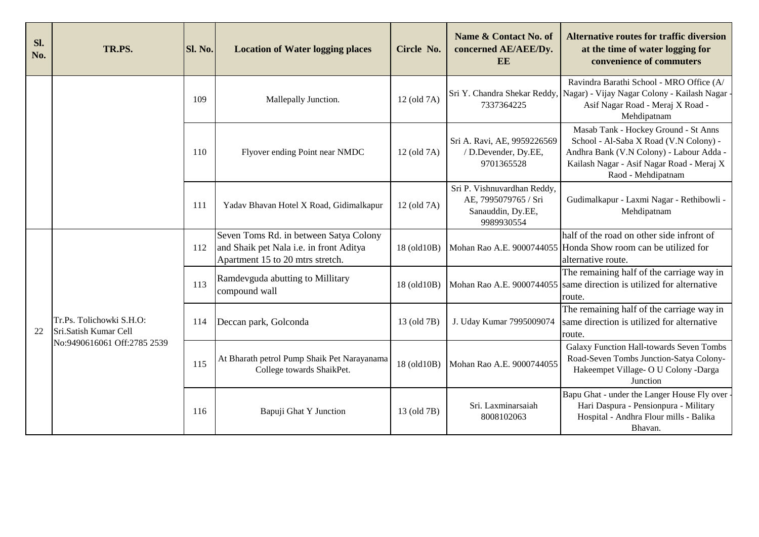| Sl. No. | TR.PS. | Sl. No. | Location of Water logging places | Circle No. | Name & Contact No. of concerned AE/AEE/Dy. EE | Alternative routes for traffic diversion at the time of water logging for convenience of commuters |
|---|---|---|---|---|---|---|
| | | 109 | Mallepally Junction. | 12 (old 7A) | Sri Y. Chandra Shekar Reddy, 7337364225 | Ravindra Barathi School - MRO Office (A/ Nagar) - Vijay Nagar Colony - Kailash Nagar - Asif Nagar Road - Meraj X Road - Mehdipatnam |
| | | 110 | Flyover ending Point near NMDC | 12 (old 7A) | Sri A. Ravi, AE, 9959226569 / D.Devender, Dy.EE, 9701365528 | Masab Tank - Hockey Ground - St Anns School - Al-Saba X Road (V.N Colony) - Andhra Bank (V.N Colony) - Labour Adda - Kailash Nagar - Asif Nagar Road - Meraj X Raod - Mehdipatnam |
| | | 111 | Yadav Bhavan Hotel X Road, Gidimalkapur | 12 (old 7A) | Sri P. Vishnuvardhan Reddy, AE, 7995079765 / Sri Sanauddin, Dy.EE, 9989930554 | Gudimalkapur - Laxmi Nagar - Rethibowli - Mehdipatnam |
| 22 | Tr.Ps. Tolichowki S.H.O: Sri.Satish Kumar Cell No:9490616061 Off:2785 2539 | 112 | Seven Toms Rd. in between Satya Colony and Shaik pet Nala i.e. in front Aditya Apartment 15 to 20 mtrs stretch. | 18 (old10B) | Mohan Rao A.E. 9000744055 | half of the road on other side infront of Honda Show room can be utilized for alternative route. |
| | | 113 | Ramdevguda abutting to Millitary compound wall | 18 (old10B) | Mohan Rao A.E. 9000744055 | The remaining half of the carriage way in same direction is utilized for alternative route. |
| | | 114 | Deccan park, Golconda | 13 (old 7B) | J. Uday Kumar 7995009074 | The remaining half of the carriage way in same direction is utilized for alternative route. |
| | | 115 | At Bharath petrol Pump Shaik Pet Narayanama College towards ShaikPet. | 18 (old10B) | Mohan Rao A.E. 9000744055 | Galaxy Function Hall-towards Seven Tombs Road-Seven Tombs Junction-Satya Colony-Hakeempet Village- O U Colony -Darga Junction |
| | | 116 | Bapuji Ghat Y Junction | 13 (old 7B) | Sri. Laxminarsaiah 8008102063 | Bapu Ghat - under the Langer House Fly over - Hari Daspura - Pensionpura - Military Hospital - Andhra Flour mills - Balika Bhavan. |